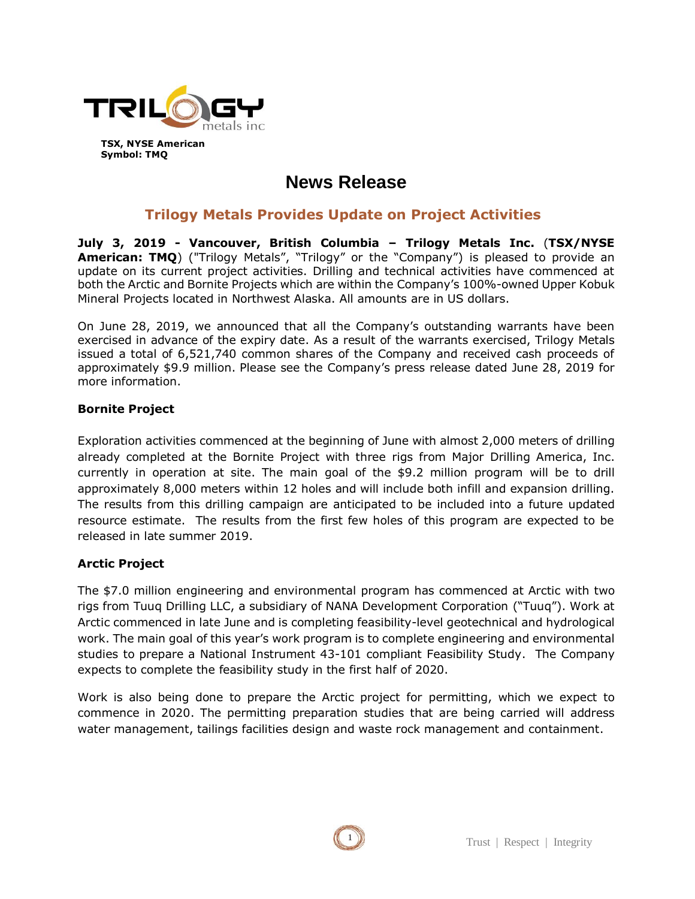TSX, NYSE American
Symbol: TMQ

# News Release

## Trilogy Metals Provides Update on Project Activities

**July 3, 2019 - Vancouver, British Columbia – Trilogy Metals Inc.** (**TSX/NYSE American: TMQ**) ("Trilogy Metals", "Trilogy" or the "Company") is pleased to provide an update on its current project activities. Drilling and technical activities have commenced at both the Arctic and Bornite Projects which are within the Company's 100%-owned Upper Kobuk Mineral Projects located in Northwest Alaska. All amounts are in US dollars.

On June 28, 2019, we announced that all the Company's outstanding warrants have been exercised in advance of the expiry date. As a result of the warrants exercised, Trilogy Metals issued a total of 6,521,740 common shares of the Company and received cash proceeds of approximately $9.9 million. Please see the Company's press release dated June 28, 2019 for more information.

### Bornite Project

Exploration activities commenced at the beginning of June with almost 2,000 meters of drilling already completed at the Bornite Project with three rigs from Major Drilling America, Inc. currently in operation at site. The main goal of the $9.2 million program will be to drill approximately 8,000 meters within 12 holes and will include both infill and expansion drilling. The results from this drilling campaign are anticipated to be included into a future updated resource estimate. The results from the first few holes of this program are expected to be released in late summer 2019.

### Arctic Project

The $7.0 million engineering and environmental program has commenced at Arctic with two rigs from Tuuq Drilling LLC, a subsidiary of NANA Development Corporation ("Tuuq"). Work at Arctic commenced in late June and is completing feasibility-level geotechnical and hydrological work. The main goal of this year's work program is to complete engineering and environmental studies to prepare a National Instrument 43-101 compliant Feasibility Study. The Company expects to complete the feasibility study in the first half of 2020.

Work is also being done to prepare the Arctic project for permitting, which we expect to commence in 2020. The permitting preparation studies that are being carried will address water management, tailings facilities design and waste rock management and containment.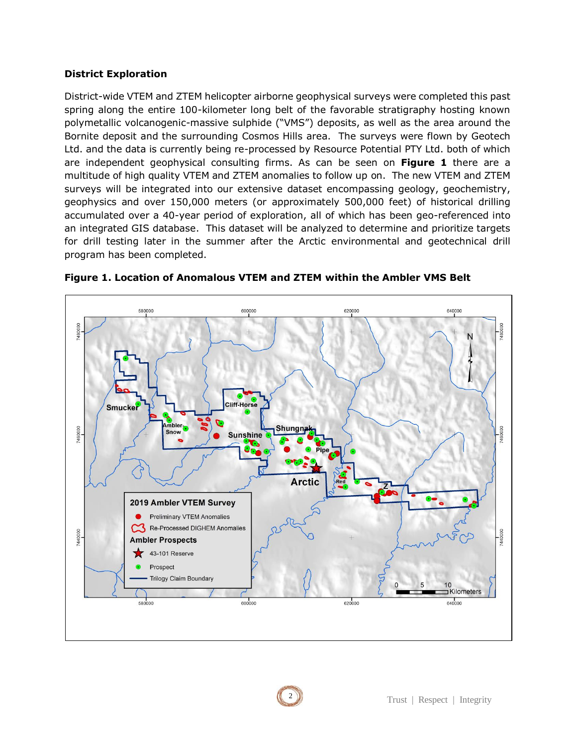## District Exploration

District-wide VTEM and ZTEM helicopter airborne geophysical surveys were completed this past spring along the entire 100-kilometer long belt of the favorable stratigraphy hosting known polymetallic volcanogenic-massive sulphide ("VMS") deposits, as well as the area around the Bornite deposit and the surrounding Cosmos Hills area. The surveys were flown by Geotech Ltd. and the data is currently being re-processed by Resource Potential PTY Ltd. both of which are independent geophysical consulting firms. As can be seen on **Figure 1** there are a multitude of high quality VTEM and ZTEM anomalies to follow up on. The new VTEM and ZTEM surveys will be integrated into our extensive dataset encompassing geology, geochemistry, geophysics and over 150,000 meters (or approximately 500,000 feet) of historical drilling accumulated over a 40-year period of exploration, all of which has been geo-referenced into an integrated GIS database. This dataset will be analyzed to determine and prioritize targets for drill testing later in the summer after the Arctic environmental and geotechnical drill program has been completed.

**Figure 1. Location of Anomalous VTEM and ZTEM within the Ambler VMS Belt**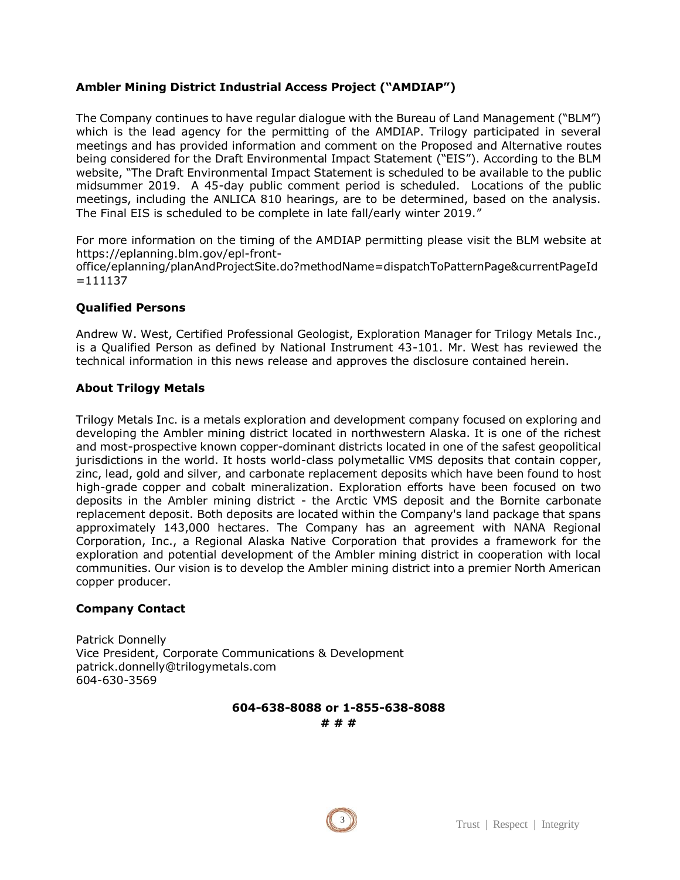**Ambler Mining District Industrial Access Project ("AMDIAP")**

The Company continues to have regular dialogue with the Bureau of Land Management ("BLM") which is the lead agency for the permitting of the AMDIAP. Trilogy participated in several meetings and has provided information and comment on the Proposed and Alternative routes being considered for the Draft Environmental Impact Statement ("EIS"). According to the BLM website, "The Draft Environmental Impact Statement is scheduled to be available to the public midsummer 2019. A 45-day public comment period is scheduled. Locations of the public meetings, including the ANLICA 810 hearings, are to be determined, based on the analysis. The Final EIS is scheduled to be complete in late fall/early winter 2019."

For more information on the timing of the AMDIAP permitting please visit the BLM website at https://eplanning.blm.gov/epl-front-office/eplanning/planAndProjectSite.do?methodName=dispatchToPatternPage&currentPageId=111137

**Qualified Persons**

Andrew W. West, Certified Professional Geologist, Exploration Manager for Trilogy Metals Inc., is a Qualified Person as defined by National Instrument 43-101. Mr. West has reviewed the technical information in this news release and approves the disclosure contained herein.

**About Trilogy Metals**

Trilogy Metals Inc. is a metals exploration and development company focused on exploring and developing the Ambler mining district located in northwestern Alaska. It is one of the richest and most-prospective known copper-dominant districts located in one of the safest geopolitical jurisdictions in the world. It hosts world-class polymetallic VMS deposits that contain copper, zinc, lead, gold and silver, and carbonate replacement deposits which have been found to host high-grade copper and cobalt mineralization. Exploration efforts have been focused on two deposits in the Ambler mining district - the Arctic VMS deposit and the Bornite carbonate replacement deposit. Both deposits are located within the Company's land package that spans approximately 143,000 hectares. The Company has an agreement with NANA Regional Corporation, Inc., a Regional Alaska Native Corporation that provides a framework for the exploration and potential development of the Ambler mining district in cooperation with local communities. Our vision is to develop the Ambler mining district into a premier North American copper producer.

**Company Contact**

Patrick Donnelly
Vice President, Corporate Communications & Development
patrick.donnelly@trilogymetals.com
604-630-3569

**604-638-8088 or 1-855-638-8088**

**# # #**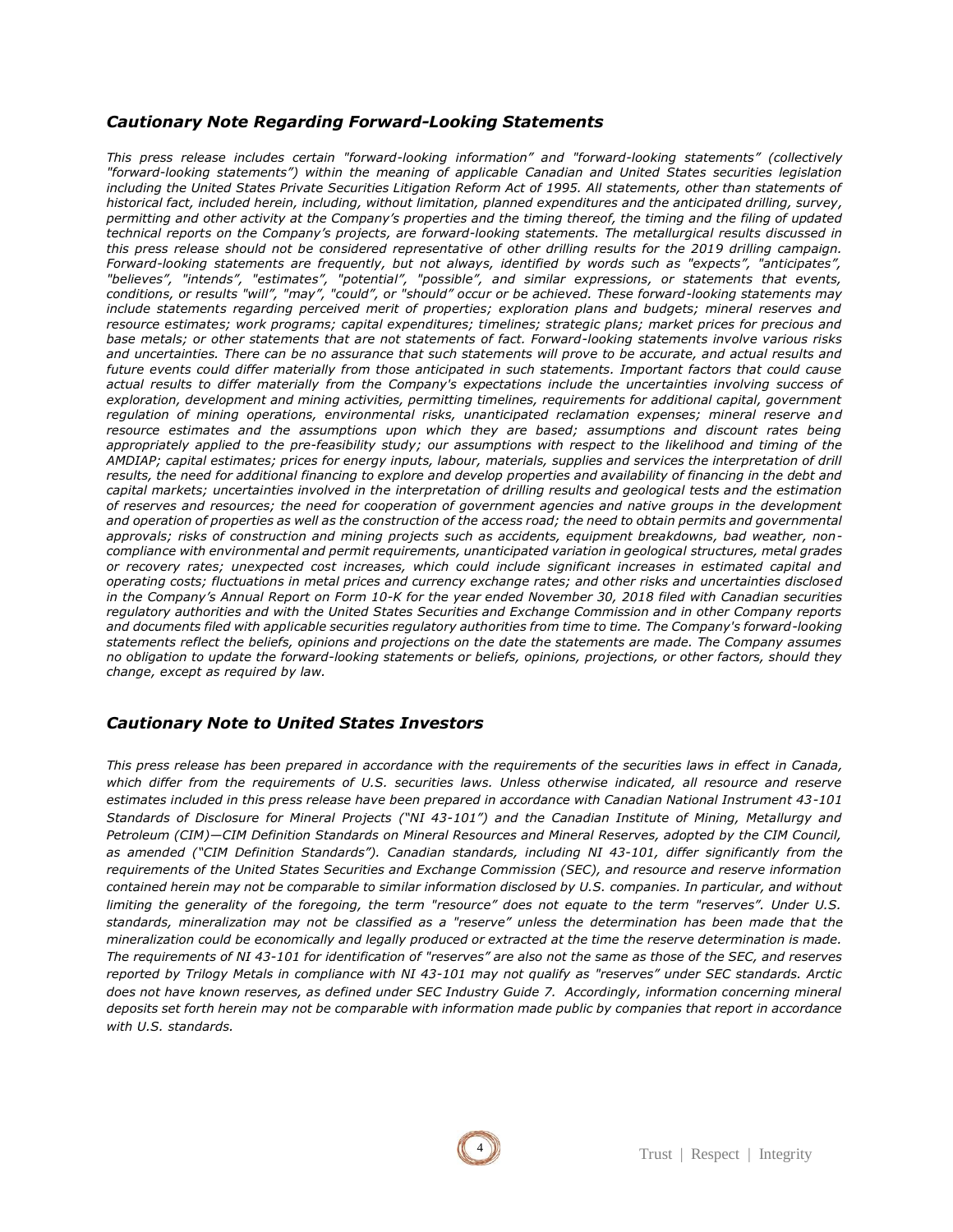## *Cautionary Note Regarding Forward-Looking Statements*

*This press release includes certain "forward-looking information" and "forward-looking statements" (collectively "forward-looking statements") within the meaning of applicable Canadian and United States securities legislation including the United States Private Securities Litigation Reform Act of 1995. All statements, other than statements of historical fact, included herein, including, without limitation, planned expenditures and the anticipated drilling, survey, permitting and other activity at the Company's properties and the timing thereof, the timing and the filing of updated technical reports on the Company's projects, are forward-looking statements. The metallurgical results discussed in this press release should not be considered representative of other drilling results for the 2019 drilling campaign. Forward-looking statements are frequently, but not always, identified by words such as "expects", "anticipates", "believes", "intends", "estimates", "potential", "possible", and similar expressions, or statements that events, conditions, or results "will", "may", "could", or "should" occur or be achieved. These forward-looking statements may include statements regarding perceived merit of properties; exploration plans and budgets; mineral reserves and resource estimates; work programs; capital expenditures; timelines; strategic plans; market prices for precious and base metals; or other statements that are not statements of fact. Forward-looking statements involve various risks and uncertainties. There can be no assurance that such statements will prove to be accurate, and actual results and future events could differ materially from those anticipated in such statements. Important factors that could cause actual results to differ materially from the Company's expectations include the uncertainties involving success of exploration, development and mining activities, permitting timelines, requirements for additional capital, government regulation of mining operations, environmental risks, unanticipated reclamation expenses; mineral reserve and resource estimates and the assumptions upon which they are based; assumptions and discount rates being appropriately applied to the pre-feasibility study; our assumptions with respect to the likelihood and timing of the AMDIAP; capital estimates; prices for energy inputs, labour, materials, supplies and services the interpretation of drill results, the need for additional financing to explore and develop properties and availability of financing in the debt and capital markets; uncertainties involved in the interpretation of drilling results and geological tests and the estimation of reserves and resources; the need for cooperation of government agencies and native groups in the development and operation of properties as well as the construction of the access road; the need to obtain permits and governmental approvals; risks of construction and mining projects such as accidents, equipment breakdowns, bad weather, non-compliance with environmental and permit requirements, unanticipated variation in geological structures, metal grades or recovery rates; unexpected cost increases, which could include significant increases in estimated capital and operating costs; fluctuations in metal prices and currency exchange rates; and other risks and uncertainties disclosed in the Company's Annual Report on Form 10-K for the year ended November 30, 2018 filed with Canadian securities regulatory authorities and with the United States Securities and Exchange Commission and in other Company reports and documents filed with applicable securities regulatory authorities from time to time. The Company's forward-looking statements reflect the beliefs, opinions and projections on the date the statements are made. The Company assumes no obligation to update the forward-looking statements or beliefs, opinions, projections, or other factors, should they change, except as required by law.*

## *Cautionary Note to United States Investors*

*This press release has been prepared in accordance with the requirements of the securities laws in effect in Canada, which differ from the requirements of U.S. securities laws. Unless otherwise indicated, all resource and reserve estimates included in this press release have been prepared in accordance with Canadian National Instrument 43-101 Standards of Disclosure for Mineral Projects ("NI 43-101") and the Canadian Institute of Mining, Metallurgy and Petroleum (CIM)—CIM Definition Standards on Mineral Resources and Mineral Reserves, adopted by the CIM Council, as amended ("CIM Definition Standards"). Canadian standards, including NI 43-101, differ significantly from the requirements of the United States Securities and Exchange Commission (SEC), and resource and reserve information contained herein may not be comparable to similar information disclosed by U.S. companies. In particular, and without limiting the generality of the foregoing, the term "resource" does not equate to the term "reserves". Under U.S. standards, mineralization may not be classified as a "reserve" unless the determination has been made that the mineralization could be economically and legally produced or extracted at the time the reserve determination is made. The requirements of NI 43-101 for identification of "reserves" are also not the same as those of the SEC, and reserves reported by Trilogy Metals in compliance with NI 43-101 may not qualify as "reserves" under SEC standards. Arctic does not have known reserves, as defined under SEC Industry Guide 7. Accordingly, information concerning mineral deposits set forth herein may not be comparable with information made public by companies that report in accordance with U.S. standards.*